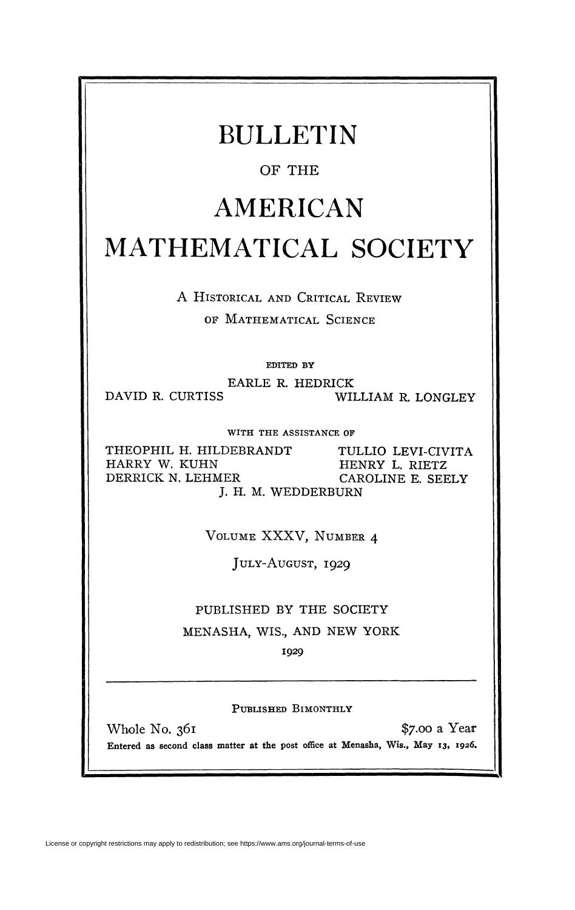# BULLETIN

OF THE

# AMERICAN MATHEMATICAL SOCIETY

A HISTORICAL AND CRITICAL REVIEW
OF MATHEMATICAL SCIENCE

EDITED BY

EARLE R. HEDRICK
DAVID R. CURTISS WILLIAM R. LONGLEY

WITH THE ASSISTANCE OF

THEOPHIL H. HILDEBRANDT TULLIO LEVI-CIVITA
HARRY W. KUHN HENRY L. RIETZ
DERRICK N. LEHMER CAROLINE E. SEELY
J. H. M. WEDDERBURN

VOLUME XXXV, NUMBER 4

JULY-AUGUST, 1929

PUBLISHED BY THE SOCIETY
MENASHA, WIS., AND NEW YORK
1929

PUBLISHED BIMONTHLY

Whole No. 361 $7.00 a Year

Entered as second class matter at the post office at Menasha, Wis., May 13, 1926.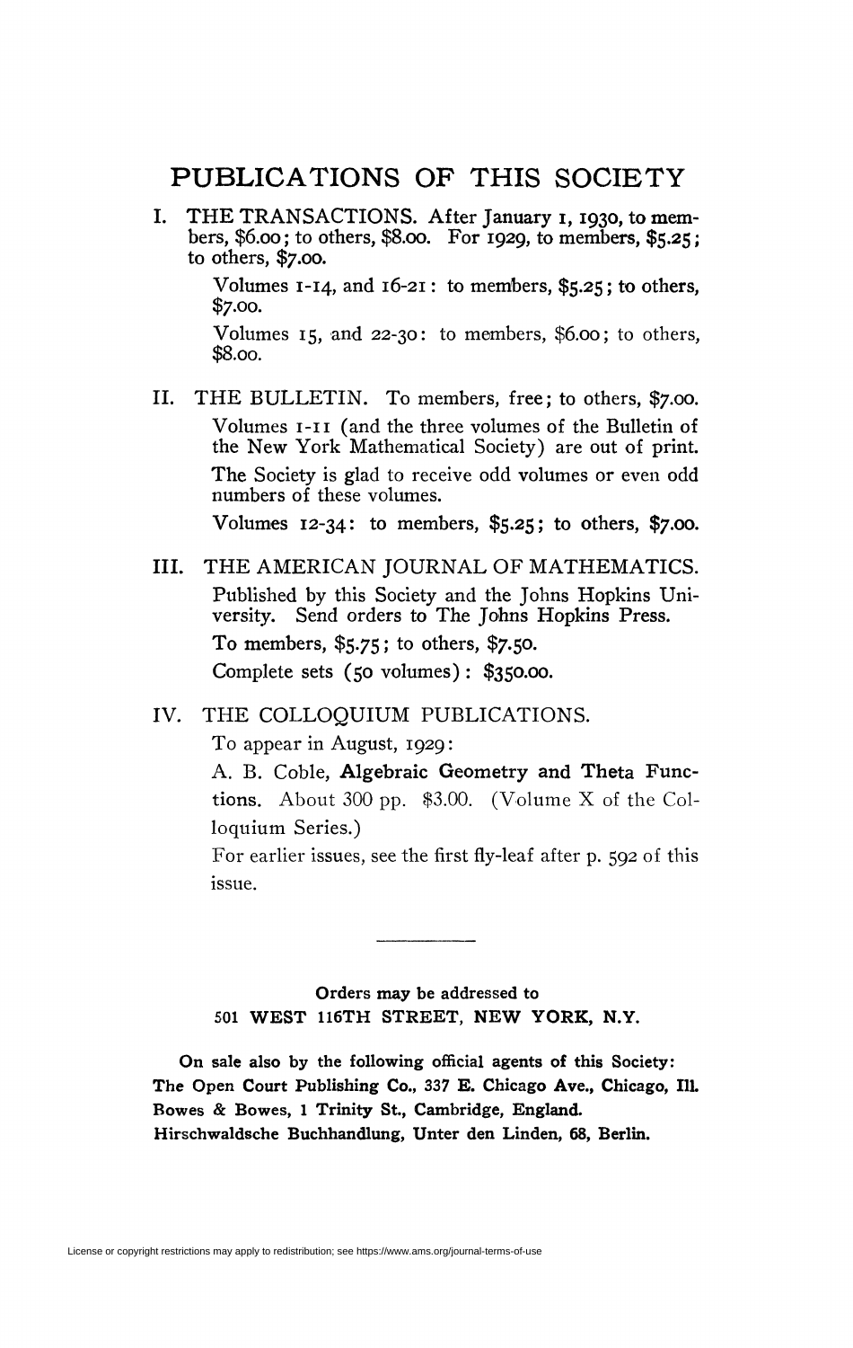# PUBLICATIONS OF THIS SOCIETY

I. THE TRANSACTIONS. After January 1, 1930, to members, $6.00; to others, $8.00. For 1929, to members, $5.25; to others, $7.00.

   Volumes 1-14, and 16-21: to members, $5.25; to others, $7.00.

   Volumes 15, and 22-30: to members, $6.00; to others, $8.00.

II. THE BULLETIN. To members, free; to others, $7.00.

   Volumes 1-11 (and the three volumes of the Bulletin of the New York Mathematical Society) are out of print. The Society is glad to receive odd volumes or even odd numbers of these volumes.

   Volumes 12-34: to members, $5.25; to others, $7.00.

III. THE AMERICAN JOURNAL OF MATHEMATICS. Published by this Society and the Johns Hopkins University. Send orders to The Johns Hopkins Press.

   To members, $5.75; to others, $7.50.

   Complete sets (50 volumes): $350.00.

IV. THE COLLOQUIUM PUBLICATIONS.

   To appear in August, 1929:

   A. B. Coble, **Algebraic Geometry and Theta Functions.** About 300 pp. $3.00. (Volume X of the Colloquium Series.)

   For earlier issues, see the first fly-leaf after p. 592 of this issue.

---

**Orders may be addressed to**
**501 WEST 116TH STREET, NEW YORK, N.Y.**

**On sale also by the following official agents of this Society:**
**The Open Court Publishing Co., 337 E. Chicago Ave., Chicago, Ill.**
**Bowes & Bowes, 1 Trinity St., Cambridge, England.**
**Hirschwaldsche Buchhandlung, Unter den Linden, 68, Berlin.**